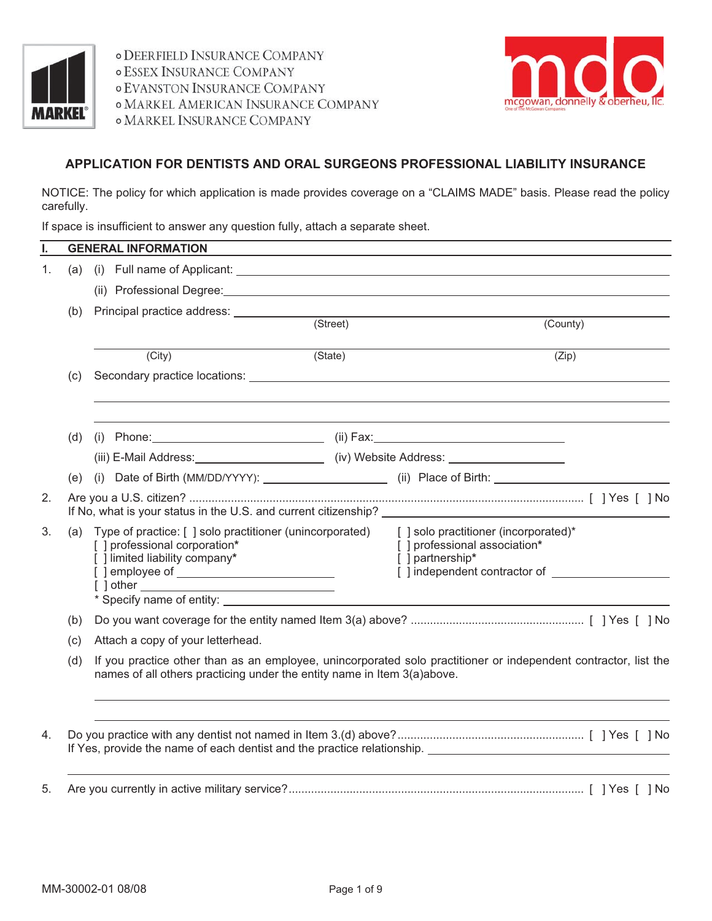- DEERFIELD INSURANCE COMPANY
- ESSEX INSURANCE COMPANY
- EVANSTON INSURANCE COMPANY
- MARKEL AMERICAN INSURANCE COMPANY
- MARKEL INSURANCE COMPANY

mcgowan, donnelly & oberheu, llc.
One of The McGowan Companies

# APPLICATION FOR DENTISTS AND ORAL SURGEONS PROFESSIONAL LIABILITY INSURANCE

NOTICE: The policy for which application is made provides coverage on a "CLAIMS MADE" basis. Please read the policy carefully.

If space is insufficient to answer any question fully, attach a separate sheet.

## I. GENERAL INFORMATION

1. (a) (i) Full name of Applicant: ______________________________

   (ii) Professional Degree: ______________________________

   (b) Principal practice address: ______________________________
   (Street) (County)

   ______________________________
   (City) (State) (Zip)

   (c) Secondary practice locations: ______________________________

   ______________________________

   ______________________________

   (d) (i) Phone: ______________ (ii) Fax: ______________

   (iii) E-Mail Address: ______________ (iv) Website Address: ______________

   (e) (i) Date of Birth (MM/DD/YYYY): ______________ (ii) Place of Birth: ______________

2. Are you a U.S. citizen? ........................................ [ ] Yes [ ] No
   If No, what is your status in the U.S. and current citizenship? ______________________________

3. (a) Type of practice:
   [ ] solo practitioner (unincorporated)
   [ ] solo practitioner (incorporated)*
   [ ] professional corporation*
   [ ] professional association*
   [ ] limited liability company*
   [ ] partnership*
   [ ] employee of ______________
   [ ] independent contractor of ______________
   [ ] other ______________
   * Specify name of entity: ______________________________

   (b) Do you want coverage for the entity named Item 3(a) above? ........................................ [ ] Yes [ ] No

   (c) Attach a copy of your letterhead.

   (d) If you practice other than as an employee, unincorporated solo practitioner or independent contractor, list the names of all others practicing under the entity name in Item 3(a)above.

   ______________________________

   ______________________________

4. Do you practice with any dentist not named in Item 3.(d) above? ........................................ [ ] Yes [ ] No
   If Yes, provide the name of each dentist and the practice relationship. ______________________________

   ______________________________

5. Are you currently in active military service? ........................................ [ ] Yes [ ] No

MM-30002-01 08/08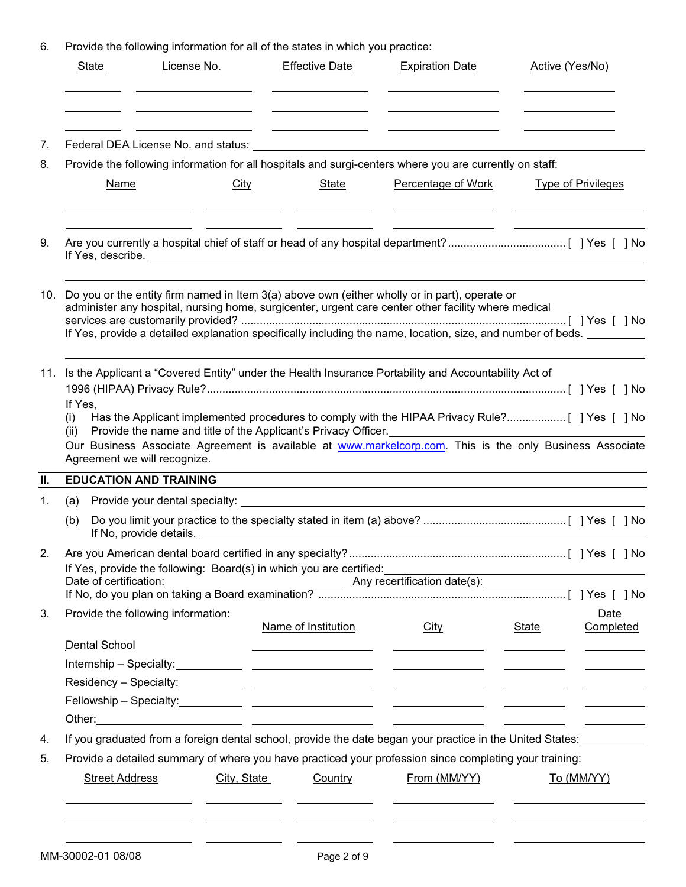6. Provide the following information for all of the states in which you practice:

| State | License No. | Effective Date | Expiration Date | Active (Yes/No) |
|---|---|---|---|---|
| | | | | |
| | | | | |
| | | | | |

7. Federal DEA License No. and status: ______________________________

8. Provide the following information for all hospitals and surgi-centers where you are currently on staff:

| Name | City | State | Percentage of Work | Type of Privileges |
|---|---|---|---|---|
| | | | | |
| | | | | |

9. Are you currently a hospital chief of staff or head of any hospital department? .................................... [ ] Yes [ ] No
   If Yes, describe. ______________________________

10. Do you or the entity firm named in Item 3(a) above own (either wholly or in part), operate or administer any hospital, nursing home, surgicenter, urgent care center other facility where medical services are customarily provided? ........................................................................................................ [ ] Yes [ ] No
    If Yes, provide a detailed explanation specifically including the name, location, size, and number of beds. __________

11. Is the Applicant a "Covered Entity" under the Health Insurance Portability and Accountability Act of 1996 (HIPAA) Privacy Rule? ................................................................................................................... [ ] Yes [ ] No
    If Yes,
    (i) Has the Applicant implemented procedures to comply with the HIPAA Privacy Rule? .................. [ ] Yes [ ] No
    (ii) Provide the name and title of the Applicant's Privacy Officer. ______________________________
    Our Business Associate Agreement is available at www.markelcorp.com. This is the only Business Associate Agreement we will recognize.

## II. EDUCATION AND TRAINING

1. (a) Provide your dental specialty: ______________________________
   (b) Do you limit your practice to the specialty stated in item (a) above? ............................................. [ ] Yes [ ] No
   If No, provide details. ______________________________

2. Are you American dental board certified in any specialty? .................................................................... [ ] Yes [ ] No
   If Yes, provide the following: Board(s) in which you are certified: ______________________________
   Date of certification: ______________ Any recertification date(s): ______________
   If No, do you plan on taking a Board examination? .............................................................................. [ ] Yes [ ] No

3. Provide the following information:

| | Name of Institution | City | State | Date Completed |
|---|---|---|---|---|
| Dental School | | | | |
| Internship – Specialty: ________ | | | | |
| Residency – Specialty: ________ | | | | |
| Fellowship – Specialty: ________ | | | | |
| Other: ________ | | | | |

4. If you graduated from a foreign dental school, provide the date began your practice in the United States: __________

5. Provide a detailed summary of where you have practiced your profession since completing your training:

| Street Address | City, State | Country | From (MM/YY) | To (MM/YY) |
|---|---|---|---|---|
| | | | | |
| | | | | |
| | | | | |

MM-30002-01 08/08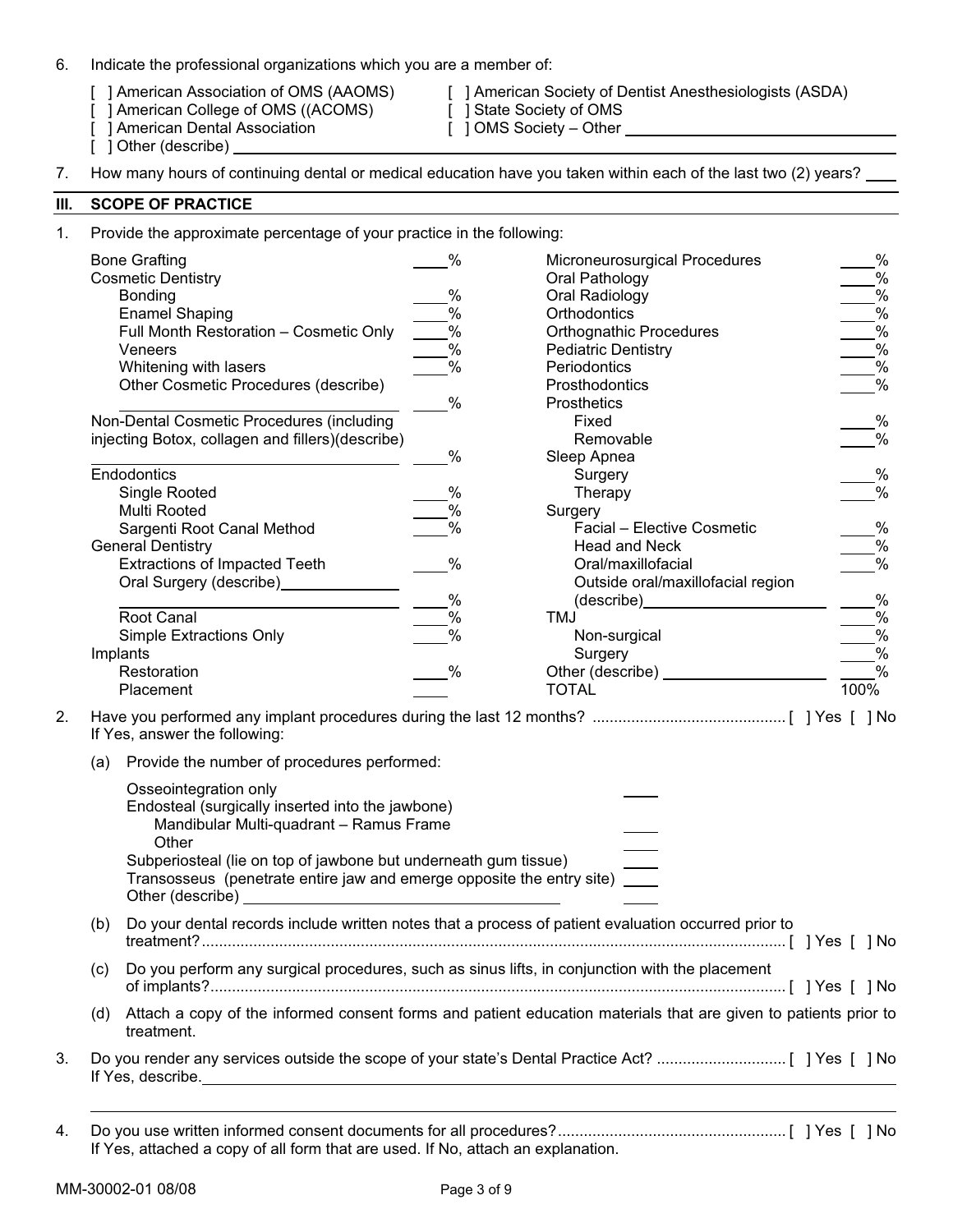6. Indicate the professional organizations which you are a member of:

   [ ] American Association of OMS (AAOMS)
   [ ] American College of OMS ((ACOMS)
   [ ] American Dental Association
   [ ] Other (describe) ____________________
   [ ] American Society of Dentist Anesthesiologists (ASDA)
   [ ] State Society of OMS
   [ ] OMS Society – Other ____________________

7. How many hours of continuing dental or medical education have you taken within each of the last two (2) years? ____

## III. SCOPE OF PRACTICE

1. Provide the approximate percentage of your practice in the following:

| | | | |
|---|---|---|---|
| Bone Grafting | ____% | Microneurosurgical Procedures | ____% |
| Cosmetic Dentistry | | Oral Pathology | ____% |
| Bonding | ____% | Oral Radiology | ____% |
| Enamel Shaping | ____% | Orthodontics | ____% |
| Full Month Restoration – Cosmetic Only | ____% | Orthognathic Procedures | ____% |
| Veneers | ____% | Pediatric Dentistry | ____% |
| Whitening with lasers | ____% | Periodontics | ____% |
| Other Cosmetic Procedures (describe) | | Prosthodontics | ____% |
| ____________________ | ____% | Prosthetics | |
| Non-Dental Cosmetic Procedures (including | | Fixed | ____% |
| injecting Botox, collagen and fillers)(describe) | | Removable | ____% |
| ____________________ | ____% | Sleep Apnea | |
| Endodontics | | Surgery | ____% |
| Single Rooted | ____% | Therapy | ____% |
| Multi Rooted | ____% | Surgery | |
| Sargenti Root Canal Method | ____% | Facial – Elective Cosmetic | ____% |
| General Dentistry | | Head and Neck | ____% |
| Extractions of Impacted Teeth | ____% | Oral/maxillofacial | ____% |
| Oral Surgery (describe)__________ | | Outside oral/maxillofacial region | |
| ____________________ | ____% | (describe)__________ | ____% |
| Root Canal | ____% | TMJ | ____% |
| Simple Extractions Only | ____% | Non-surgical | ____% |
| Implants | | Surgery | ____% |
| Restoration | ____% | Other (describe) __________ | ____% |
| Placement | ____ | TOTAL | 100% |

2. Have you performed any implant procedures during the last 12 months? ............................................ [ ] Yes [ ] No
   If Yes, answer the following:

   (a) Provide the number of procedures performed:

   | | |
   |---|---|
   | Osseointegration only | ____ |
   | Endosteal (surgically inserted into the jawbone) | |
   | Mandibular Multi-quadrant – Ramus Frame | ____ |
   | Other | ____ |
   | Subperiosteal (lie on top of jawbone but underneath gum tissue) | ____ |
   | Transosseus (penetrate entire jaw and emerge opposite the entry site) | ____ |
   | Other (describe) ____________________ | |

   (b) Do your dental records include written notes that a process of patient evaluation occurred prior to treatment?...................................................................................................................................... [ ] Yes [ ] No

   (c) Do you perform any surgical procedures, such as sinus lifts, in conjunction with the placement of implants?.................................................................................................................................... [ ] Yes [ ] No

   (d) Attach a copy of the informed consent forms and patient education materials that are given to patients prior to treatment.

3. Do you render any services outside the scope of your state's Dental Practice Act? ............................. [ ] Yes [ ] No
   If Yes, describe.____________________

4. Do you use written informed consent documents for all procedures?.................................................... [ ] Yes [ ] No
   If Yes, attached a copy of all form that are used. If No, attach an explanation.

MM-30002-01 08/08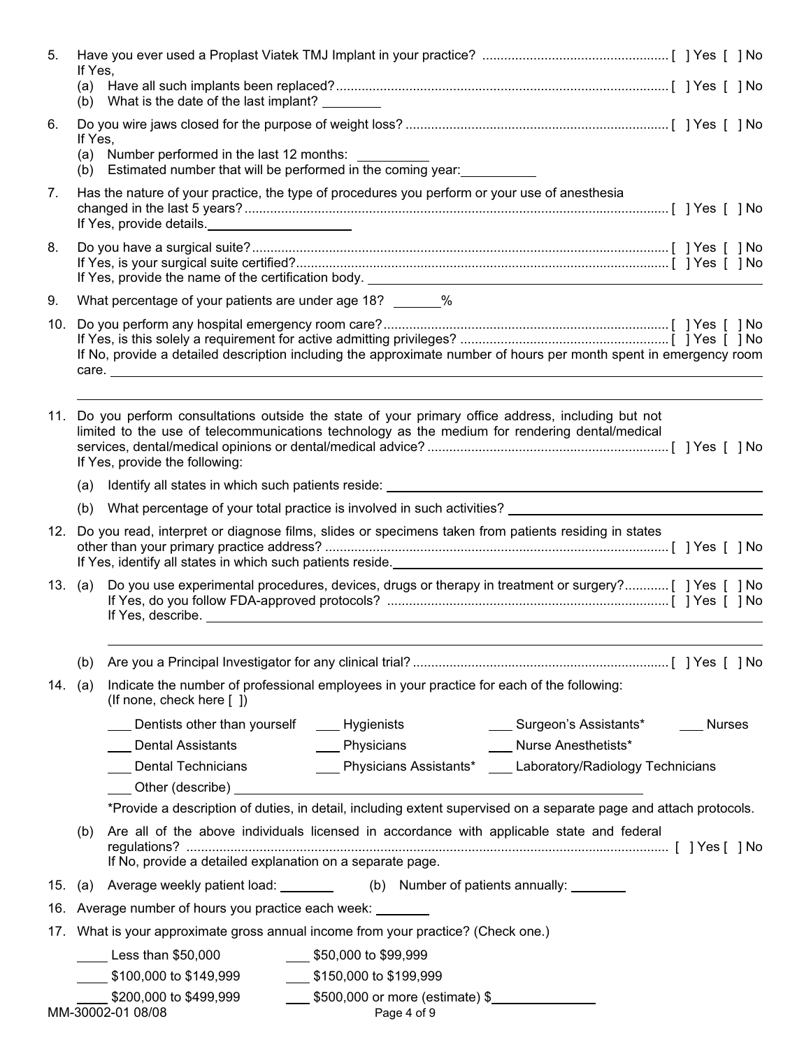5. Have you ever used a Proplast Viatek TMJ Implant in your practice? .................................................. [ ] Yes [ ] No
   If Yes,
   (a) Have all such implants been replaced? .................................................. [ ] Yes [ ] No
   (b) What is the date of the last implant? ________

6. Do you wire jaws closed for the purpose of weight loss? .................................................. [ ] Yes [ ] No
   If Yes,
   (a) Number performed in the last 12 months: __________
   (b) Estimated number that will be performed in the coming year: __________

7. Has the nature of your practice, the type of procedures you perform or your use of anesthesia changed in the last 5 years? .................................................. [ ] Yes [ ] No
   If Yes, provide details. ____________________

8. Do you have a surgical suite? .................................................. [ ] Yes [ ] No
   If Yes, is your surgical suite certified? .................................................. [ ] Yes [ ] No
   If Yes, provide the name of the certification body. ____________________

9. What percentage of your patients are under age 18? _______%

10. Do you perform any hospital emergency room care? .................................................. [ ] Yes [ ] No
    If Yes, is this solely a requirement for active admitting privileges? .................................................. [ ] Yes [ ] No
    If No, provide a detailed description including the approximate number of hours per month spent in emergency room care. ____________________

11. Do you perform consultations outside the state of your primary office address, including but not limited to the use of telecommunications technology as the medium for rendering dental/medical services, dental/medical opinions or dental/medical advice? .................................................. [ ] Yes [ ] No
    If Yes, provide the following:
    (a) Identify all states in which such patients reside: ____________________
    (b) What percentage of your total practice is involved in such activities? ____________________

12. Do you read, interpret or diagnose films, slides or specimens taken from patients residing in states other than your primary practice address? .................................................. [ ] Yes [ ] No
    If Yes, identify all states in which such patients reside. ____________________

13. (a) Do you use experimental procedures, devices, drugs or therapy in treatment or surgery? ............ [ ] Yes [ ] No
    If Yes, do you follow FDA-approved protocols? .................................................. [ ] Yes [ ] No
    If Yes, describe. ____________________

    (b) Are you a Principal Investigator for any clinical trial? .................................................. [ ] Yes [ ] No

14. (a) Indicate the number of professional employees in your practice for each of the following: (If none, check here [ ])

    ___ Dentists other than yourself ___ Hygienists ___ Surgeon's Assistants* ___ Nurses
    ___ Dental Assistants ___ Physicians ___ Nurse Anesthetists*
    ___ Dental Technicians ___ Physicians Assistants* ___ Laboratory/Radiology Technicians
    ___ Other (describe) ____________________

    *Provide a description of duties, in detail, including extent supervised on a separate page and attach protocols.

    (b) Are all of the above individuals licensed in accordance with applicable state and federal regulations? .................................................. [ ] Yes [ ] No
    If No, provide a detailed explanation on a separate page.

15. (a) Average weekly patient load: ________ (b) Number of patients annually: ________

16. Average number of hours you practice each week: ________

17. What is your approximate gross annual income from your practice? (Check one.)

    ____ Less than $50,000 ___ $50,000 to $99,999
    ____ $100,000 to $149,999 ___ $150,000 to $199,999
    ____ $200,000 to $499,999 ___ $500,000 or more (estimate) $__________

MM-30002-01 08/08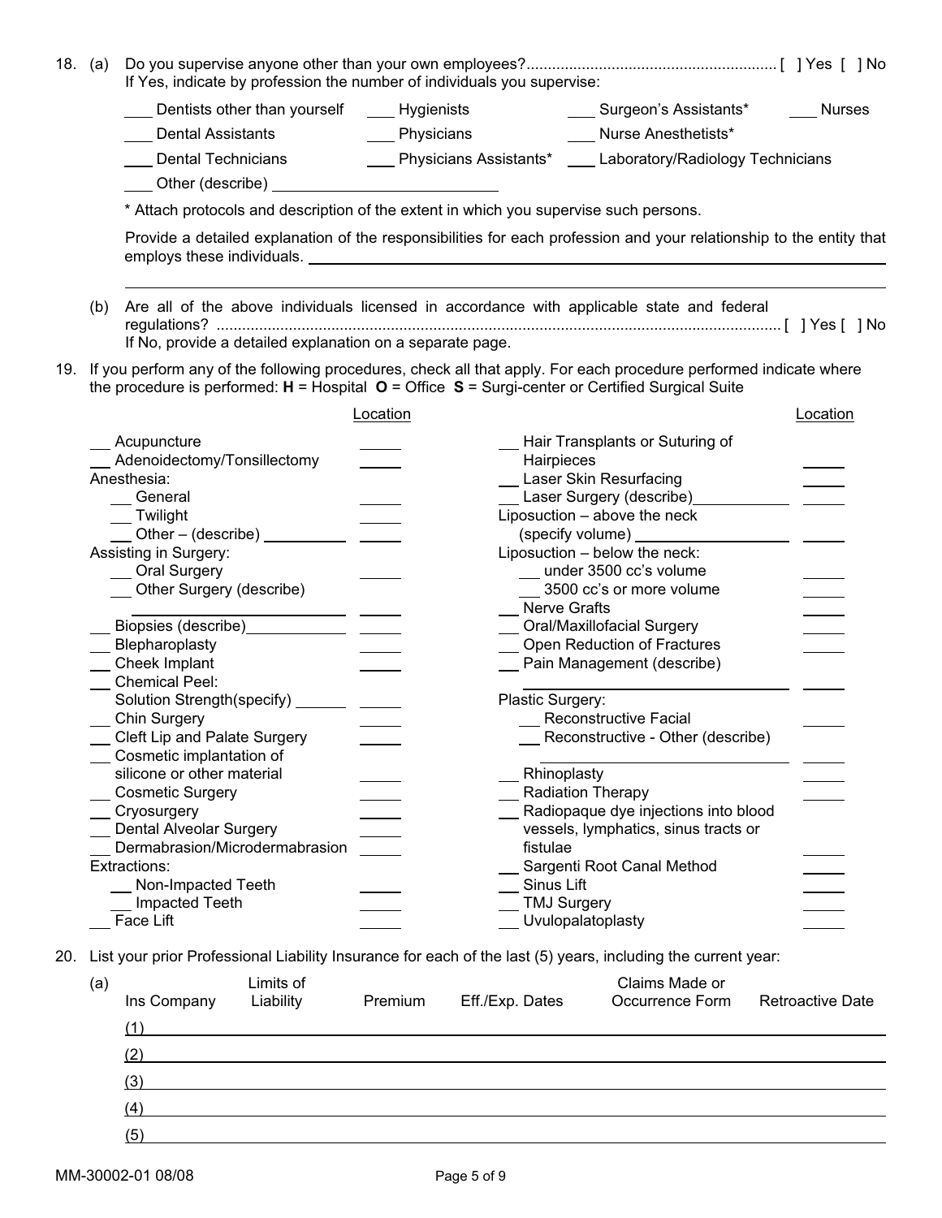18. (a) Do you supervise anyone other than your own employees?.......................................................... [ ] Yes [ ] No
If Yes, indicate by profession the number of individuals you supervise:

___ Dentists other than yourself ___ Hygienists ___ Surgeon's Assistants* ___ Nurses

___ Dental Assistants ___ Physicians ___ Nurse Anesthetists*

___ Dental Technicians ___ Physicians Assistants* ___ Laboratory/Radiology Technicians

___ Other (describe) ____________________

\* Attach protocols and description of the extent in which you supervise such persons.

Provide a detailed explanation of the responsibilities for each profession and your relationship to the entity that employs these individuals. ____________________

(b) Are all of the above individuals licensed in accordance with applicable state and federal regulations? .................................................................................................................................. [ ] Yes [ ] No
If No, provide a detailed explanation on a separate page.

19. If you perform any of the following procedures, check all that apply. For each procedure performed indicate where the procedure is performed: **H** = Hospital **O** = Office **S** = Surgi-center or Certified Surgical Suite

| Procedure | Location | Procedure | Location |
|---|---|---|---|
| ___ Acupuncture | ___ | ___ Hair Transplants or Suturing of Hairpieces | ___ |
| ___ Adenoidectomy/Tonsillectomy | ___ | ___ Laser Skin Resurfacing | ___ |
| Anesthesia: | | ___ Laser Surgery (describe)__________ | ___ |
| ___ General | ___ | Liposuction – above the neck (specify volume) __________ | ___ |
| ___ Twilight | ___ | Liposuction – below the neck: | |
| ___ Other – (describe) __________ | ___ | ___ under 3500 cc's volume | ___ |
| Assisting in Surgery: | | ___ 3500 cc's or more volume | ___ |
| ___ Oral Surgery | ___ | ___ Nerve Grafts | ___ |
| ___ Other Surgery (describe) __________ | ___ | ___ Oral/Maxillofacial Surgery | ___ |
| ___ Biopsies (describe)__________ | ___ | ___ Open Reduction of Fractures | ___ |
| ___ Blepharoplasty | ___ | ___ Pain Management (describe) __________ | ___ |
| ___ Cheek Implant | ___ | Plastic Surgery: | |
| ___ Chemical Peel: Solution Strength(specify) ______ | ___ | ___ Reconstructive Facial | ___ |
| ___ Chin Surgery | ___ | ___ Reconstructive - Other (describe) __________ | ___ |
| ___ Cleft Lip and Palate Surgery | ___ | ___ Rhinoplasty | ___ |
| ___ Cosmetic implantation of silicone or other material | ___ | ___ Radiation Therapy | ___ |
| ___ Cosmetic Surgery | ___ | ___ Radiopaque dye injections into blood vessels, lymphatics, sinus tracts or fistulae | ___ |
| ___ Cryosurgery | ___ | ___ Sargenti Root Canal Method | ___ |
| ___ Dental Alveolar Surgery | ___ | ___ Sinus Lift | ___ |
| ___ Dermabrasion/Microdermabrasion | ___ | ___ TMJ Surgery | ___ |
| Extractions: | | ___ Uvulopalatoplasty | ___ |
| ___ Non-Impacted Teeth | ___ | | |
| ___ Impacted Teeth | ___ | | |
| ___ Face Lift | ___ | | |

20. List your prior Professional Liability Insurance for each of the last (5) years, including the current year:

(a)

| | Ins Company | Limits of Liability | Premium | Eff./Exp. Dates | Claims Made or Occurrence Form | Retroactive Date |
|---|---|---|---|---|---|---|
| (1) | | | | | | |
| (2) | | | | | | |
| (3) | | | | | | |
| (4) | | | | | | |
| (5) | | | | | | |

MM-30002-01 08/08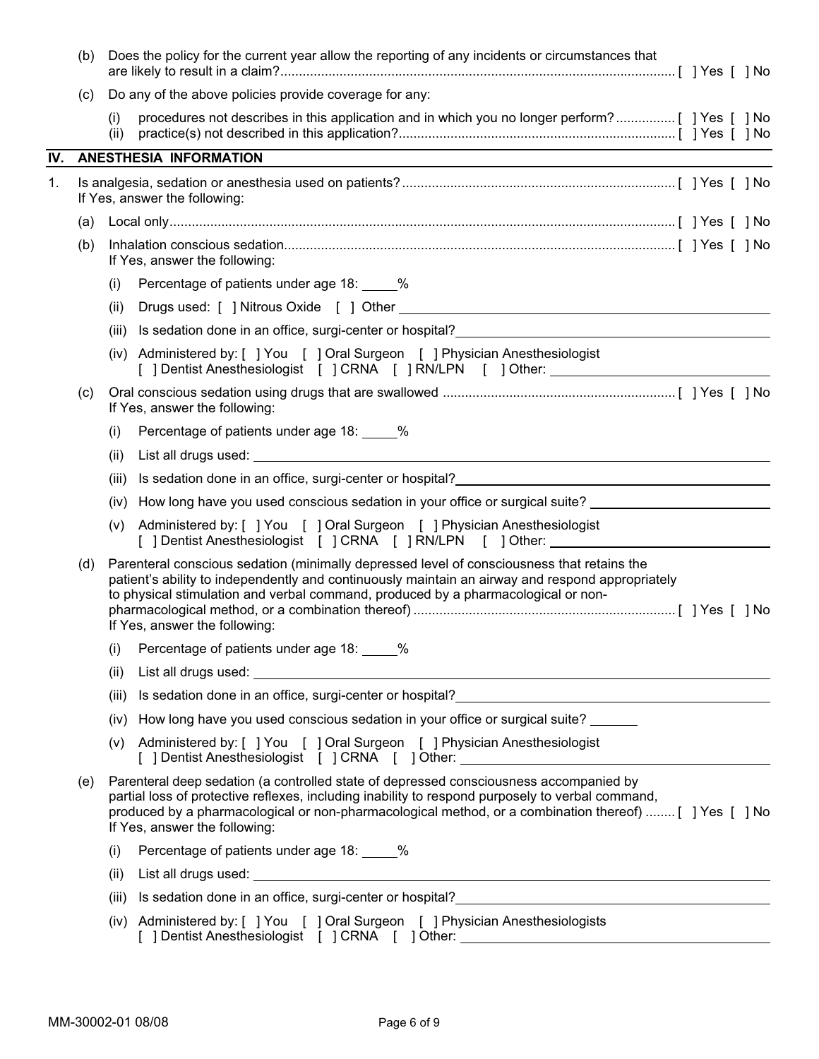(b) Does the policy for the current year allow the reporting of any incidents or circumstances that are likely to result in a claim? [ ] Yes [ ] No

(c) Do any of the above policies provide coverage for any:

(i) procedures not describes in this application and in which you no longer perform? [ ] Yes [ ] No
(ii) practice(s) not described in this application? [ ] Yes [ ] No

## IV. ANESTHESIA INFORMATION

1. Is analgesia, sedation or anesthesia used on patients? [ ] Yes [ ] No
   If Yes, answer the following:

   (a) Local only [ ] Yes [ ] No

   (b) Inhalation conscious sedation [ ] Yes [ ] No
   If Yes, answer the following:

   (i) Percentage of patients under age 18: _____%

   (ii) Drugs used: [ ] Nitrous Oxide [ ] Other ____________________

   (iii) Is sedation done in an office, surgi-center or hospital? ____________________

   (iv) Administered by: [ ] You [ ] Oral Surgeon [ ] Physician Anesthesiologist [ ] Dentist Anesthesiologist [ ] CRNA [ ] RN/LPN [ ] Other: ____________________

   (c) Oral conscious sedation using drugs that are swallowed [ ] Yes [ ] No
   If Yes, answer the following:

   (i) Percentage of patients under age 18: _____%

   (ii) List all drugs used: ____________________

   (iii) Is sedation done in an office, surgi-center or hospital? ____________________

   (iv) How long have you used conscious sedation in your office or surgical suite? ____________________

   (v) Administered by: [ ] You [ ] Oral Surgeon [ ] Physician Anesthesiologist [ ] Dentist Anesthesiologist [ ] CRNA [ ] RN/LPN [ ] Other: ____________________

   (d) Parenteral conscious sedation (minimally depressed level of consciousness that retains the patient's ability to independently and continuously maintain an airway and respond appropriately to physical stimulation and verbal command, produced by a pharmacological or non-pharmacological method, or a combination thereof) [ ] Yes [ ] No
   If Yes, answer the following:

   (i) Percentage of patients under age 18: _____%

   (ii) List all drugs used: ____________________

   (iii) Is sedation done in an office, surgi-center or hospital? ____________________

   (iv) How long have you used conscious sedation in your office or surgical suite? _______

   (v) Administered by: [ ] You [ ] Oral Surgeon [ ] Physician Anesthesiologist [ ] Dentist Anesthesiologist [ ] CRNA [ ] Other: ____________________

   (e) Parenteral deep sedation (a controlled state of depressed consciousness accompanied by partial loss of protective reflexes, including inability to respond purposely to verbal command, produced by a pharmacological or non-pharmacological method, or a combination thereof) [ ] Yes [ ] No
   If Yes, answer the following:

   (i) Percentage of patients under age 18: _____%

   (ii) List all drugs used: ____________________

   (iii) Is sedation done in an office, surgi-center or hospital? ____________________

   (iv) Administered by: [ ] You [ ] Oral Surgeon [ ] Physician Anesthesiologists [ ] Dentist Anesthesiologist [ ] CRNA [ ] Other: ____________________

MM-30002-01 08/08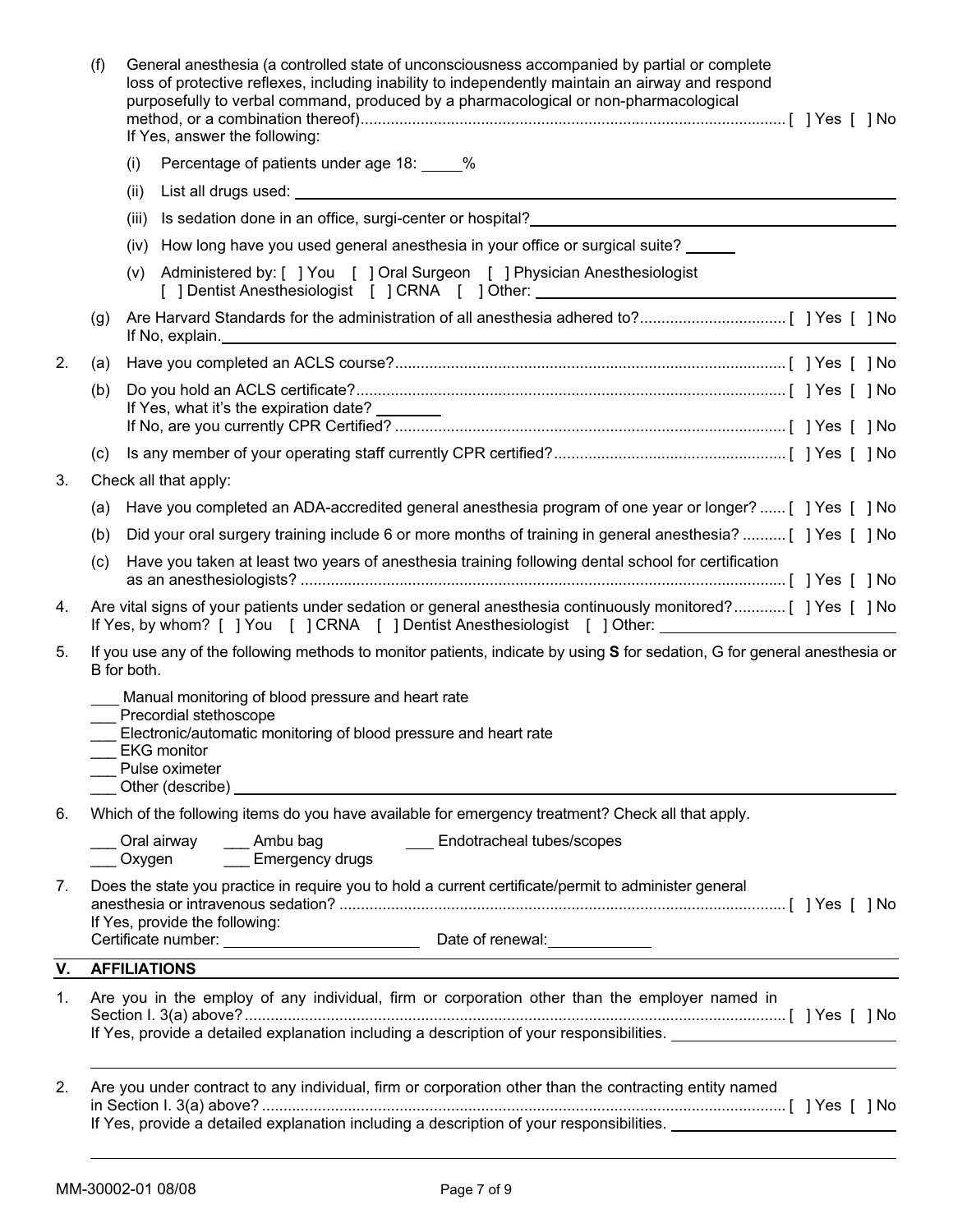(f) General anesthesia (a controlled state of unconsciousness accompanied by partial or complete loss of protective reflexes, including inability to independently maintain an airway and respond purposefully to verbal command, produced by a pharmacological or non-pharmacological method, or a combination thereof)........................................................................................ [ ] Yes [ ] No
If Yes, answer the following:

(i) Percentage of patients under age 18: _____%

(ii) List all drugs used: ______________________________

(iii) Is sedation done in an office, surgi-center or hospital? ______________________________

(iv) How long have you used general anesthesia in your office or surgical suite? ______

(v) Administered by: [ ] You [ ] Oral Surgeon [ ] Physician Anesthesiologist
[ ] Dentist Anesthesiologist [ ] CRNA [ ] Other: ______________________________

(g) Are Harvard Standards for the administration of all anesthesia adhered to?.................................. [ ] Yes [ ] No
If No, explain. ______________________________

2. (a) Have you completed an ACLS course?.......................................................................................... [ ] Yes [ ] No

(b) Do you hold an ACLS certificate?.................................................................................................... [ ] Yes [ ] No
If Yes, what it's the expiration date? ________
If No, are you currently CPR Certified? .......................................................................................... [ ] Yes [ ] No

(c) Is any member of your operating staff currently CPR certified?...................................................... [ ] Yes [ ] No

3. Check all that apply:

(a) Have you completed an ADA-accredited general anesthesia program of one year or longer? ...... [ ] Yes [ ] No

(b) Did your oral surgery training include 6 or more months of training in general anesthesia? .......... [ ] Yes [ ] No

(c) Have you taken at least two years of anesthesia training following dental school for certification as an anesthesiologists? ................................................................................................................ [ ] Yes [ ] No

4. Are vital signs of your patients under sedation or general anesthesia continuously monitored?............ [ ] Yes [ ] No
If Yes, by whom? [ ] You [ ] CRNA [ ] Dentist Anesthesiologist [ ] Other: ______________________________

5. If you use any of the following methods to monitor patients, indicate by using **S** for sedation, G for general anesthesia or B for both.

___ Manual monitoring of blood pressure and heart rate
___ Precordial stethoscope
___ Electronic/automatic monitoring of blood pressure and heart rate
___ EKG monitor
___ Pulse oximeter
___ Other (describe) ______________________________

6. Which of the following items do you have available for emergency treatment? Check all that apply.

___ Oral airway ___ Ambu bag ___ Endotracheal tubes/scopes
___ Oxygen ___ Emergency drugs

7. Does the state you practice in require you to hold a current certificate/permit to administer general anesthesia or intravenous sedation? ...................................................................................................... [ ] Yes [ ] No
If Yes, provide the following:
Certificate number: ______________________ Date of renewal: ____________

## V. AFFILIATIONS

1. Are you in the employ of any individual, firm or corporation other than the employer named in Section I. 3(a) above?............................................................................................................................. [ ] Yes [ ] No
If Yes, provide a detailed explanation including a description of your responsibilities. ______________________________

______________________________

2. Are you under contract to any individual, firm or corporation other than the contracting entity named in Section I. 3(a) above?......................................................................................................................... [ ] Yes [ ] No
If Yes, provide a detailed explanation including a description of your responsibilities. ______________________________

______________________________

MM-30002-01 08/08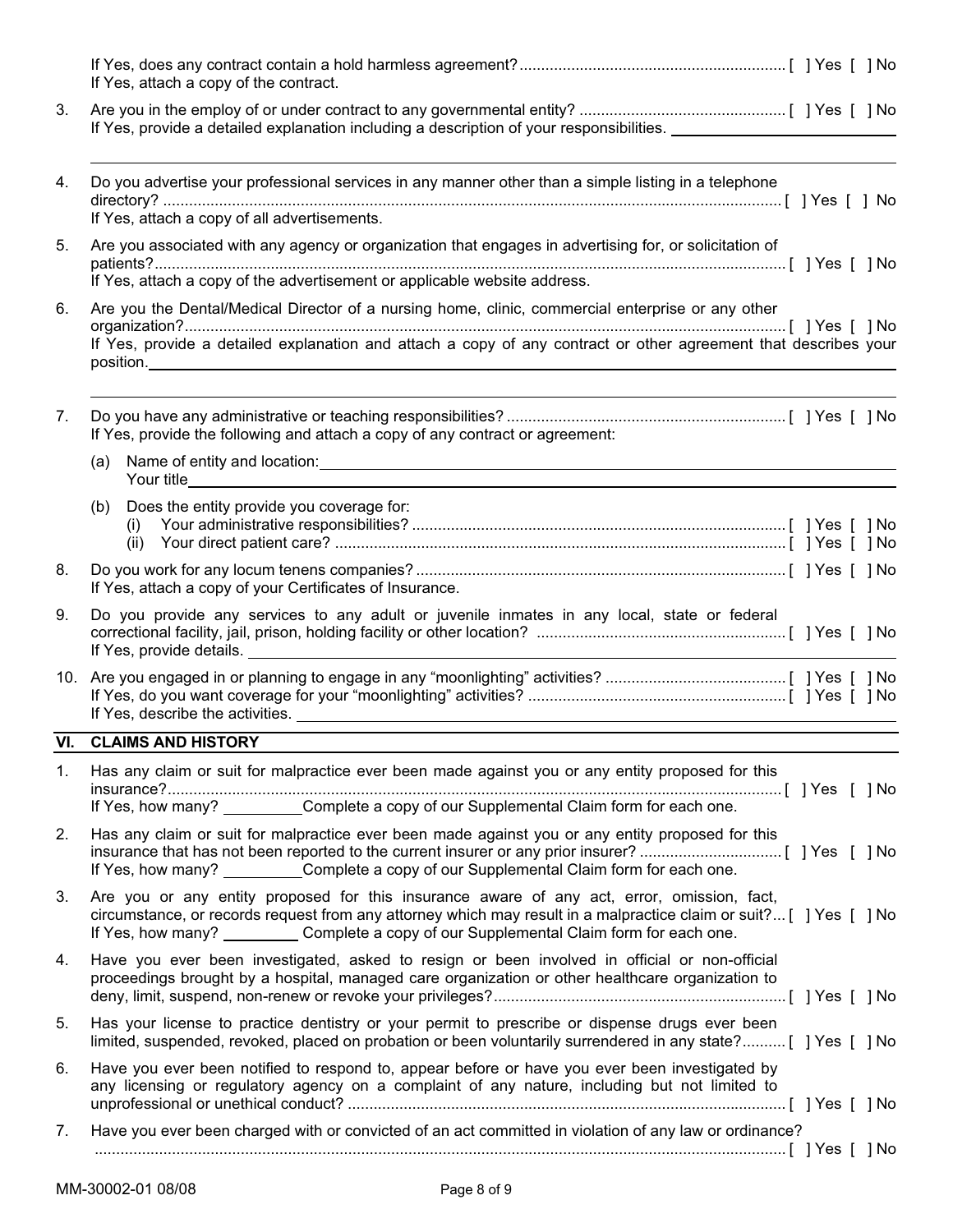If Yes, does any contract contain a hold harmless agreement? [ ] Yes [ ] No
If Yes, attach a copy of the contract.

3. Are you in the employ of or under contract to any governmental entity? [ ] Yes [ ] No
   If Yes, provide a detailed explanation including a description of your responsibilities. ______________________________

   ______________________________________________________________________________

4. Do you advertise your professional services in any manner other than a simple listing in a telephone directory? [ ] Yes [ ] No
   If Yes, attach a copy of all advertisements.

5. Are you associated with any agency or organization that engages in advertising for, or solicitation of patients? [ ] Yes [ ] No
   If Yes, attach a copy of the advertisement or applicable website address.

6. Are you the Dental/Medical Director of a nursing home, clinic, commercial enterprise or any other organization? [ ] Yes [ ] No
   If Yes, provide a detailed explanation and attach a copy of any contract or other agreement that describes your position. ______________________________

   ______________________________________________________________________________

7. Do you have any administrative or teaching responsibilities? [ ] Yes [ ] No
   If Yes, provide the following and attach a copy of any contract or agreement:

   (a) Name of entity and location: ______________________________
       Your title ______________________________

   (b) Does the entity provide you coverage for:
       (i) Your administrative responsibilities? [ ] Yes [ ] No
       (ii) Your direct patient care? [ ] Yes [ ] No

8. Do you work for any locum tenens companies? [ ] Yes [ ] No
   If Yes, attach a copy of your Certificates of Insurance.

9. Do you provide any services to any adult or juvenile inmates in any local, state or federal correctional facility, jail, prison, holding facility or other location? [ ] Yes [ ] No
   If Yes, provide details. ______________________________

10. Are you engaged in or planning to engage in any "moonlighting" activities? [ ] Yes [ ] No
    If Yes, do you want coverage for your "moonlighting" activities? [ ] Yes [ ] No
    If Yes, describe the activities. ______________________________

## VI. CLAIMS AND HISTORY

1. Has any claim or suit for malpractice ever been made against you or any entity proposed for this insurance? [ ] Yes [ ] No
   If Yes, how many? __________ Complete a copy of our Supplemental Claim form for each one.

2. Has any claim or suit for malpractice ever been made against you or any entity proposed for this insurance that has not been reported to the current insurer or any prior insurer? [ ] Yes [ ] No
   If Yes, how many? __________ Complete a copy of our Supplemental Claim form for each one.

3. Are you or any entity proposed for this insurance aware of any act, error, omission, fact, circumstance, or records request from any attorney which may result in a malpractice claim or suit? [ ] Yes [ ] No
   If Yes, how many? __________ Complete a copy of our Supplemental Claim form for each one.

4. Have you ever been investigated, asked to resign or been involved in official or non-official proceedings brought by a hospital, managed care organization or other healthcare organization to deny, limit, suspend, non-renew or revoke your privileges? [ ] Yes [ ] No

5. Has your license to practice dentistry or your permit to prescribe or dispense drugs ever been limited, suspended, revoked, placed on probation or been voluntarily surrendered in any state? [ ] Yes [ ] No

6. Have you ever been notified to respond to, appear before or have you ever been investigated by any licensing or regulatory agency on a complaint of any nature, including but not limited to unprofessional or unethical conduct? [ ] Yes [ ] No

7. Have you ever been charged with or convicted of an act committed in violation of any law or ordinance? [ ] Yes [ ] No

MM-30002-01 08/08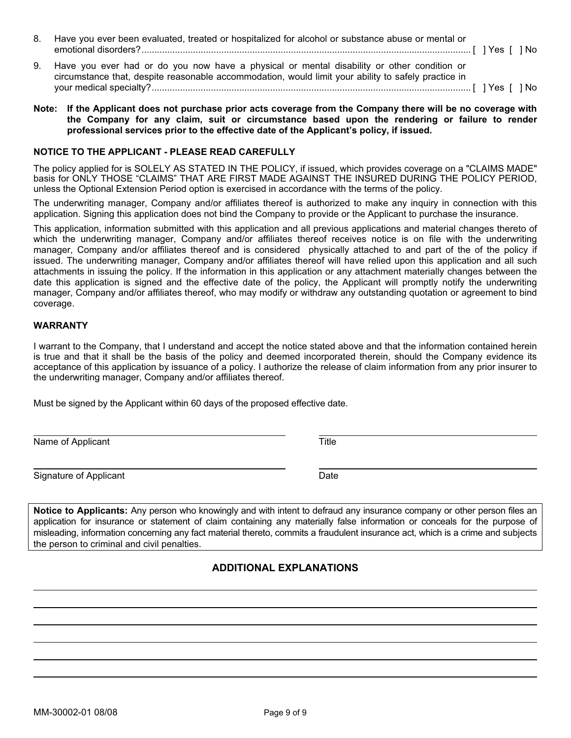8. Have you ever been evaluated, treated or hospitalized for alcohol or substance abuse or mental or emotional disorders?.............................................................................................................................. [ ] Yes [ ] No

9. Have you ever had or do you now have a physical or mental disability or other condition or circumstance that, despite reasonable accommodation, would limit your ability to safely practice in your medical specialty?.......................................................................................................................... [ ] Yes [ ] No

**Note: If the Applicant does not purchase prior acts coverage from the Company there will be no coverage with the Company for any claim, suit or circumstance based upon the rendering or failure to render professional services prior to the effective date of the Applicant's policy, if issued.**

**NOTICE TO THE APPLICANT - PLEASE READ CAREFULLY**

The policy applied for is SOLELY AS STATED IN THE POLICY, if issued, which provides coverage on a "CLAIMS MADE" basis for ONLY THOSE "CLAIMS" THAT ARE FIRST MADE AGAINST THE INSURED DURING THE POLICY PERIOD, unless the Optional Extension Period option is exercised in accordance with the terms of the policy.

The underwriting manager, Company and/or affiliates thereof is authorized to make any inquiry in connection with this application. Signing this application does not bind the Company to provide or the Applicant to purchase the insurance.

This application, information submitted with this application and all previous applications and material changes thereto of which the underwriting manager, Company and/or affiliates thereof receives notice is on file with the underwriting manager, Company and/or affiliates thereof and is considered physically attached to and part of the of the policy if issued. The underwriting manager, Company and/or affiliates thereof will have relied upon this application and all such attachments in issuing the policy. If the information in this application or any attachment materially changes between the date this application is signed and the effective date of the policy, the Applicant will promptly notify the underwriting manager, Company and/or affiliates thereof, who may modify or withdraw any outstanding quotation or agreement to bind coverage.

**WARRANTY**

I warrant to the Company, that I understand and accept the notice stated above and that the information contained herein is true and that it shall be the basis of the policy and deemed incorporated therein, should the Company evidence its acceptance of this application by issuance of a policy. I authorize the release of claim information from any prior insurer to the underwriting manager, Company and/or affiliates thereof.

Must be signed by the Applicant within 60 days of the proposed effective date.

Name of Applicant ____________________ Title ____________________

Signature of Applicant ____________________ Date ____________________

**Notice to Applicants:** Any person who knowingly and with intent to defraud any insurance company or other person files an application for insurance or statement of claim containing any materially false information or conceals for the purpose of misleading, information concerning any fact material thereto, commits a fraudulent insurance act, which is a crime and subjects the person to criminal and civil penalties.

## ADDITIONAL EXPLANATIONS

MM-30002-01 08/08